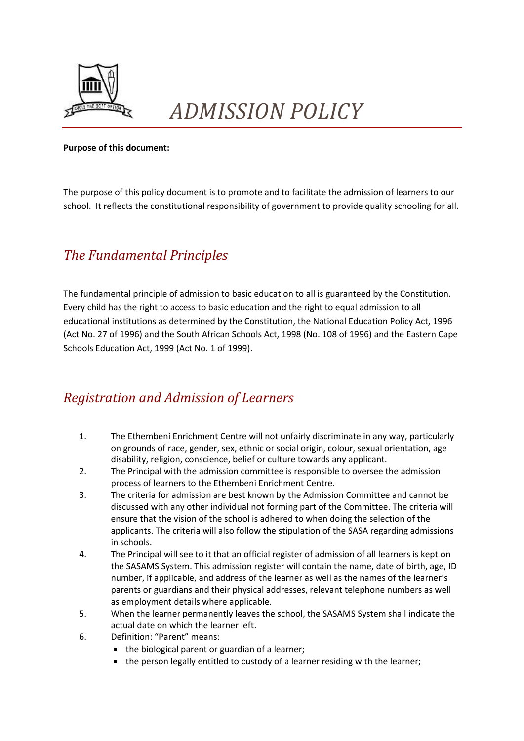# ADMISSION POLICY

**Purpose of this document:**

The purpose of this policy document is to promote and to facilitate the admission of learners to our school. It reflects the constitutional responsibility of government to provide quality schooling for all.

## *The Fundamental Principles*

The fundamental principle of admission to basic education to all is guaranteed by the Constitution. Every child has the right to access to basic education and the right to equal admission to all educational institutions as determined by the Constitution, the National Education Policy Act, 1996 (Act No. 27 of 1996) and the South African Schools Act, 1998 (No. 108 of 1996) and the Eastern Cape Schools Education Act, 1999 (Act No. 1 of 1999).

## *Registration and Admission of Learners*

1. The Ethembeni Enrichment Centre will not unfairly discriminate in any way, particularly on grounds of race, gender, sex, ethnic or social origin, colour, sexual orientation, age disability, religion, conscience, belief or culture towards any applicant.
2. The Principal with the admission committee is responsible to oversee the admission process of learners to the Ethembeni Enrichment Centre.
3. The criteria for admission are best known by the Admission Committee and cannot be discussed with any other individual not forming part of the Committee. The criteria will ensure that the vision of the school is adhered to when doing the selection of the applicants. The criteria will also follow the stipulation of the SASA regarding admissions in schools.
4. The Principal will see to it that an official register of admission of all learners is kept on the SASAMS System. This admission register will contain the name, date of birth, age, ID number, if applicable, and address of the learner as well as the names of the learner's parents or guardians and their physical addresses, relevant telephone numbers as well as employment details where applicable.
5. When the learner permanently leaves the school, the SASAMS System shall indicate the actual date on which the learner left.
6. Definition: "Parent" means:
   - the biological parent or guardian of a learner;
   - the person legally entitled to custody of a learner residing with the learner;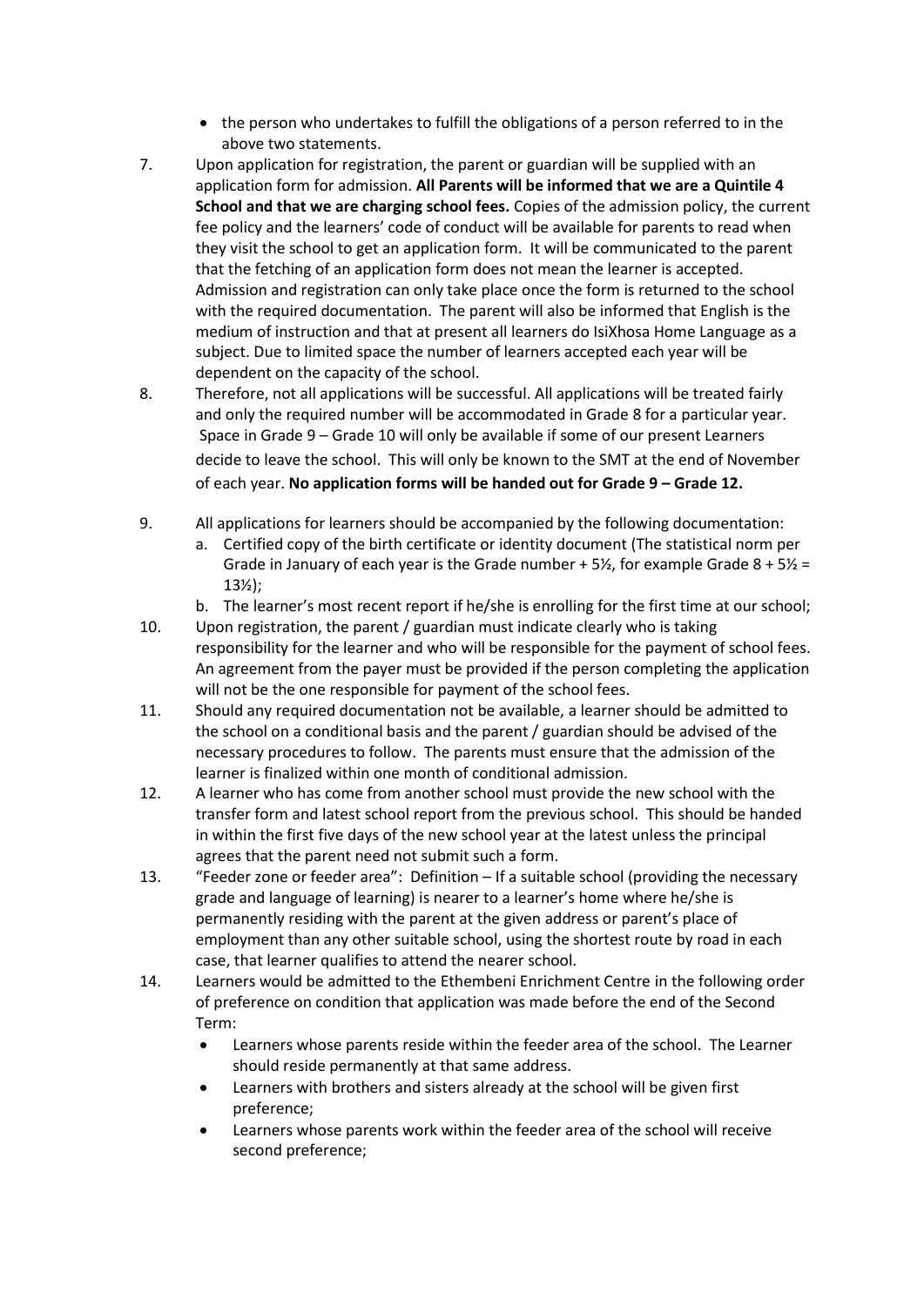- the person who undertakes to fulfill the obligations of a person referred to in the above two statements.

7. Upon application for registration, the parent or guardian will be supplied with an application form for admission. **All Parents will be informed that we are a Quintile 4 School and that we are charging school fees.** Copies of the admission policy, the current fee policy and the learners' code of conduct will be available for parents to read when they visit the school to get an application form. It will be communicated to the parent that the fetching of an application form does not mean the learner is accepted. Admission and registration can only take place once the form is returned to the school with the required documentation. The parent will also be informed that English is the medium of instruction and that at present all learners do IsiXhosa Home Language as a subject. Due to limited space the number of learners accepted each year will be dependent on the capacity of the school.

8. Therefore, not all applications will be successful. All applications will be treated fairly and only the required number will be accommodated in Grade 8 for a particular year. Space in Grade 9 – Grade 10 will only be available if some of our present Learners decide to leave the school. This will only be known to the SMT at the end of November of each year. **No application forms will be handed out for Grade 9 – Grade 12.**

9. All applications for learners should be accompanied by the following documentation:
   a. Certified copy of the birth certificate or identity document (The statistical norm per Grade in January of each year is the Grade number + 5½, for example Grade 8 + 5½ = 13½);
   b. The learner's most recent report if he/she is enrolling for the first time at our school;

10. Upon registration, the parent / guardian must indicate clearly who is taking responsibility for the learner and who will be responsible for the payment of school fees. An agreement from the payer must be provided if the person completing the application will not be the one responsible for payment of the school fees.

11. Should any required documentation not be available, a learner should be admitted to the school on a conditional basis and the parent / guardian should be advised of the necessary procedures to follow. The parents must ensure that the admission of the learner is finalized within one month of conditional admission.

12. A learner who has come from another school must provide the new school with the transfer form and latest school report from the previous school. This should be handed in within the first five days of the new school year at the latest unless the principal agrees that the parent need not submit such a form.

13. "Feeder zone or feeder area": Definition – If a suitable school (providing the necessary grade and language of learning) is nearer to a learner's home where he/she is permanently residing with the parent at the given address or parent's place of employment than any other suitable school, using the shortest route by road in each case, that learner qualifies to attend the nearer school.

14. Learners would be admitted to the Ethembeni Enrichment Centre in the following order of preference on condition that application was made before the end of the Second Term:
    - Learners whose parents reside within the feeder area of the school. The Learner should reside permanently at that same address.
    - Learners with brothers and sisters already at the school will be given first preference;
    - Learners whose parents work within the feeder area of the school will receive second preference;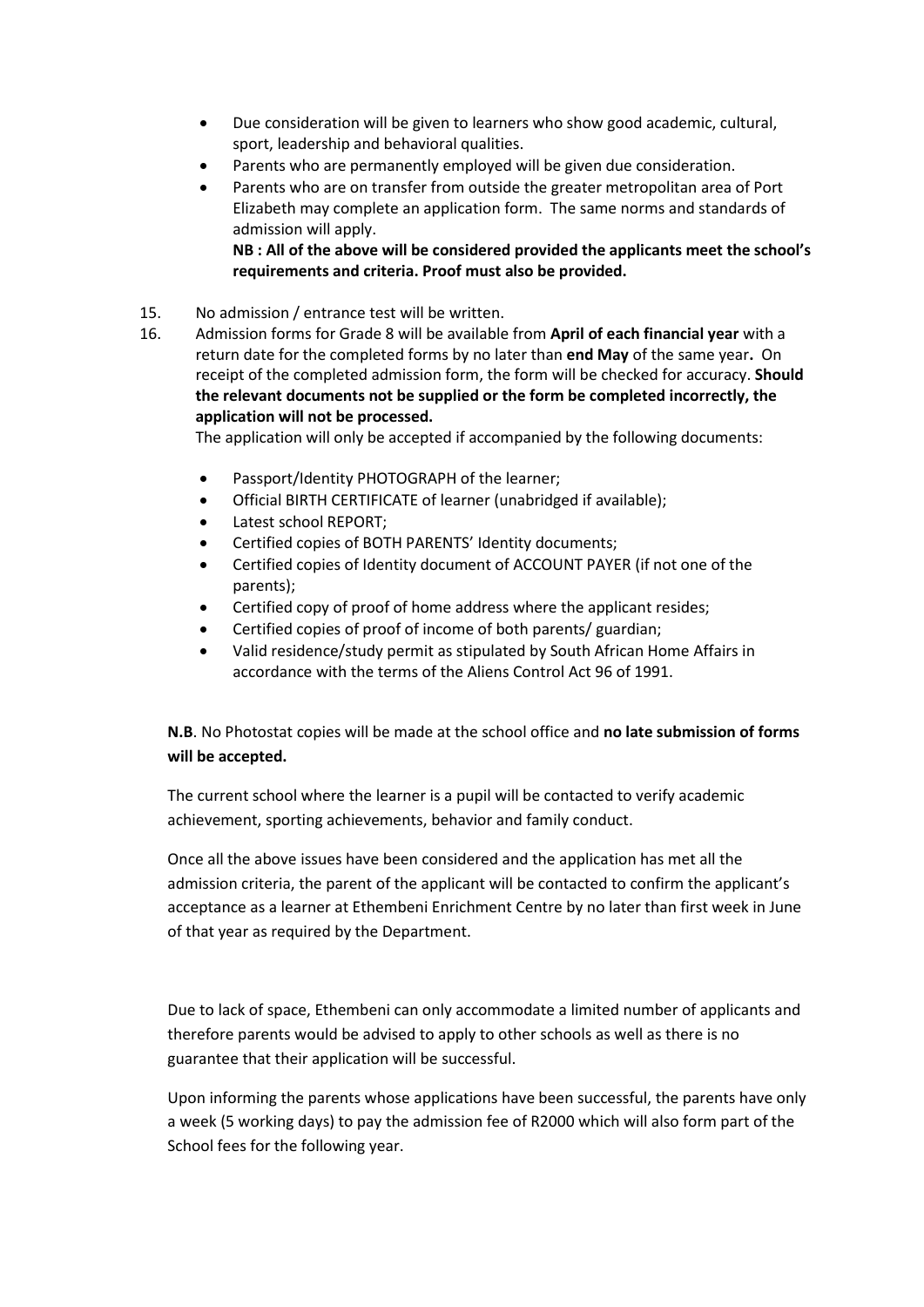- Due consideration will be given to learners who show good academic, cultural, sport, leadership and behavioral qualities.
- Parents who are permanently employed will be given due consideration.
- Parents who are on transfer from outside the greater metropolitan area of Port Elizabeth may complete an application form. The same norms and standards of admission will apply.
  **NB : All of the above will be considered provided the applicants meet the school's requirements and criteria. Proof must also be provided.**

15. No admission / entrance test will be written.
16. Admission forms for Grade 8 will be available from **April of each financial year** with a return date for the completed forms by no later than **end May** of the same year**.** On receipt of the completed admission form, the form will be checked for accuracy. **Should the relevant documents not be supplied or the form be completed incorrectly, the application will not be processed.**
    The application will only be accepted if accompanied by the following documents:

    - Passport/Identity PHOTOGRAPH of the learner;
    - Official BIRTH CERTIFICATE of learner (unabridged if available);
    - Latest school REPORT;
    - Certified copies of BOTH PARENTS' Identity documents;
    - Certified copies of Identity document of ACCOUNT PAYER (if not one of the parents);
    - Certified copy of proof of home address where the applicant resides;
    - Certified copies of proof of income of both parents/ guardian;
    - Valid residence/study permit as stipulated by South African Home Affairs in accordance with the terms of the Aliens Control Act 96 of 1991.

**N.B**. No Photostat copies will be made at the school office and **no late submission of forms will be accepted.**

The current school where the learner is a pupil will be contacted to verify academic achievement, sporting achievements, behavior and family conduct.

Once all the above issues have been considered and the application has met all the admission criteria, the parent of the applicant will be contacted to confirm the applicant's acceptance as a learner at Ethembeni Enrichment Centre by no later than first week in June of that year as required by the Department.

Due to lack of space, Ethembeni can only accommodate a limited number of applicants and therefore parents would be advised to apply to other schools as well as there is no guarantee that their application will be successful.

Upon informing the parents whose applications have been successful, the parents have only a week (5 working days) to pay the admission fee of R2000 which will also form part of the School fees for the following year.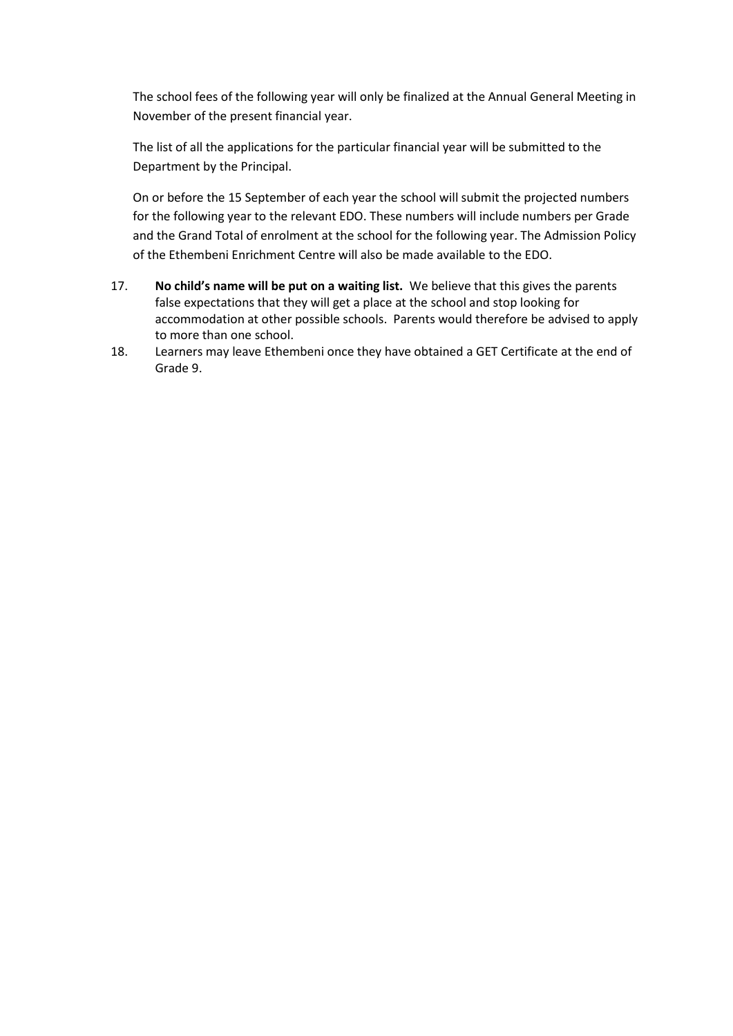The school fees of the following year will only be finalized at the Annual General Meeting in November of the present financial year.

The list of all the applications for the particular financial year will be submitted to the Department by the Principal.

On or before the 15 September of each year the school will submit the projected numbers for the following year to the relevant EDO. These numbers will include numbers per Grade and the Grand Total of enrolment at the school for the following year. The Admission Policy of the Ethembeni Enrichment Centre will also be made available to the EDO.

17. **No child's name will be put on a waiting list.** We believe that this gives the parents false expectations that they will get a place at the school and stop looking for accommodation at other possible schools. Parents would therefore be advised to apply to more than one school.
18. Learners may leave Ethembeni once they have obtained a GET Certificate at the end of Grade 9.